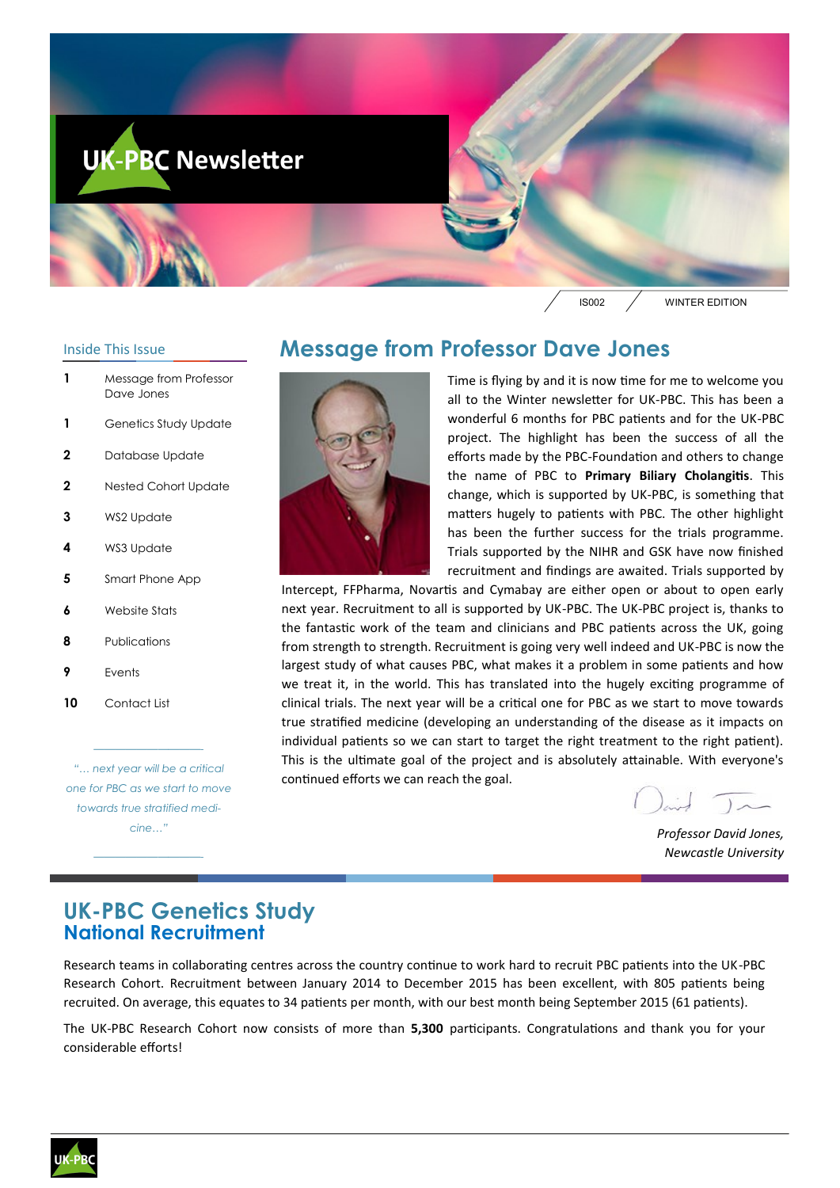# UK-PBC Newsletter

IS002 WINTER EDITION

## Inside This Issue

| | |
|---|---|
| 1 | Message from Professor Dave Jones |
| 1 | Genetics Study Update |
| 2 | Database Update |
| 2 | Nested Cohort Update |
| 3 | WS2 Update |
| 4 | WS3 Update |
| 5 | Smart Phone App |
| 6 | Website Stats |
| 8 | Publications |
| 9 | Events |
| 10 | Contact List |

*"... next year will be a critical one for PBC as we start to move towards true stratified medicine..."*

## Message from Professor Dave Jones

Time is flying by and it is now time for me to welcome you all to the Winter newsletter for UK-PBC. This has been a wonderful 6 months for PBC patients and for the UK-PBC project. The highlight has been the success of all the efforts made by the PBC-Foundation and others to change the name of PBC to **Primary Biliary Cholangitis**. This change, which is supported by UK-PBC, is something that matters hugely to patients with PBC. The other highlight has been the further success for the trials programme. Trials supported by the NIHR and GSK have now finished recruitment and findings are awaited. Trials supported by Intercept, FFPharma, Novartis and Cymabay are either open or about to open early next year. Recruitment to all is supported by UK-PBC. The UK-PBC project is, thanks to the fantastic work of the team and clinicians and PBC patients across the UK, going from strength to strength. Recruitment is going very well indeed and UK-PBC is now the largest study of what causes PBC, what makes it a problem in some patients and how we treat it, in the world. This has translated into the hugely exciting programme of clinical trials. The next year will be a critical one for PBC as we start to move towards true stratified medicine (developing an understanding of the disease as it impacts on individual patients so we can start to target the right treatment to the right patient). This is the ultimate goal of the project and is absolutely attainable. With everyone's continued efforts we can reach the goal.

*Professor David Jones,*
*Newcastle University*

## UK-PBC Genetics Study
### National Recruitment

Research teams in collaborating centres across the country continue to work hard to recruit PBC patients into the UK-PBC Research Cohort. Recruitment between January 2014 to December 2015 has been excellent, with 805 patients being recruited. On average, this equates to 34 patients per month, with our best month being September 2015 (61 patients).

The UK-PBC Research Cohort now consists of more than **5,300** participants. Congratulations and thank you for your considerable efforts!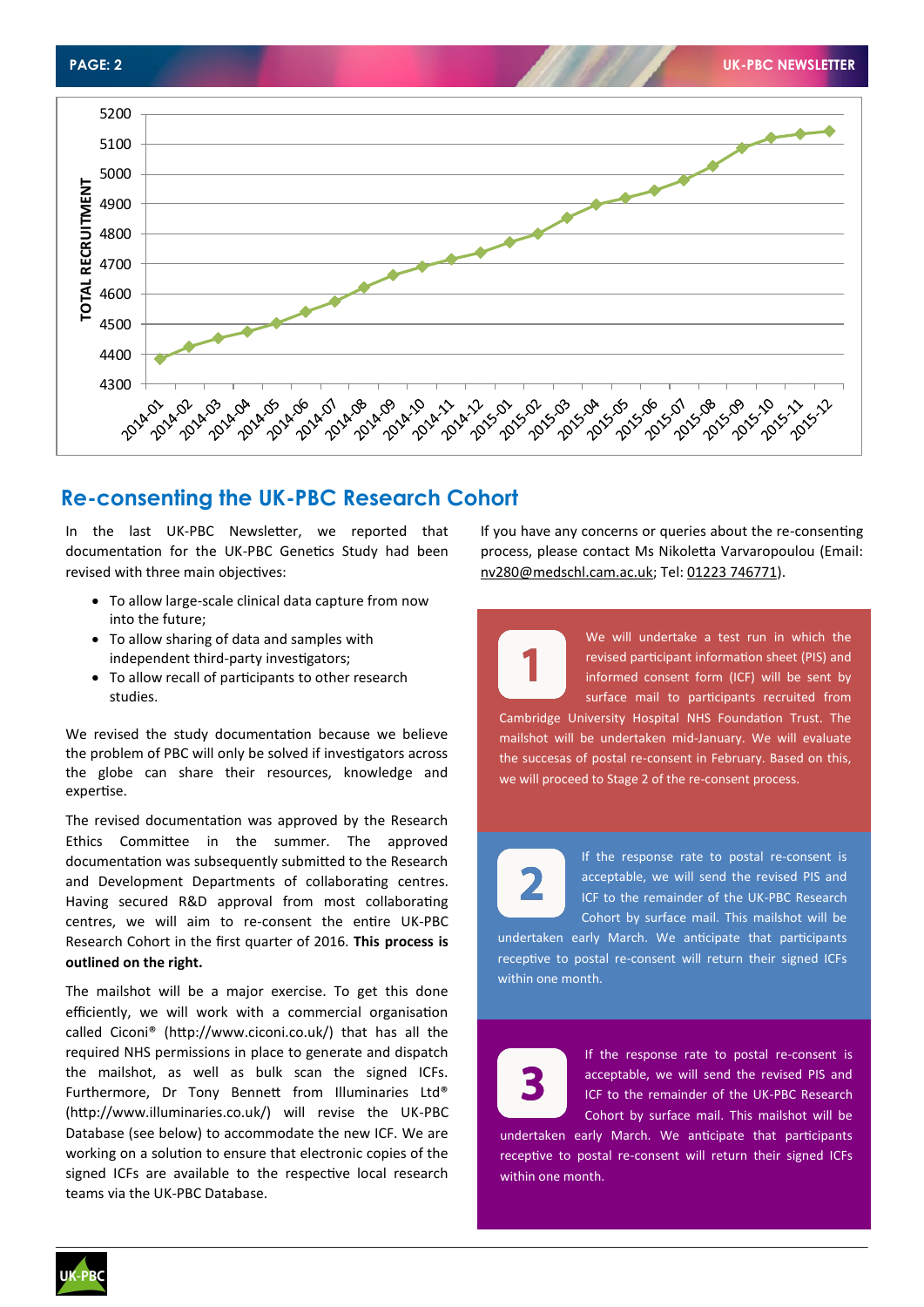## Re-consenting the UK-PBC Research Cohort

In the last UK-PBC Newsletter, we reported that documentation for the UK-PBC Genetics Study had been revised with three main objectives:

- To allow large-scale clinical data capture from now into the future;
- To allow sharing of data and samples with independent third-party investigators;
- To allow recall of participants to other research studies.

We revised the study documentation because we believe the problem of PBC will only be solved if investigators across the globe can share their resources, knowledge and expertise.

The revised documentation was approved by the Research Ethics Committee in the summer. The approved documentation was subsequently submitted to the Research and Development Departments of collaborating centres. Having secured R&D approval from most collaborating centres, we will aim to re-consent the entire UK-PBC Research Cohort in the first quarter of 2016. **This process is outlined on the right.**

The mailshot will be a major exercise. To get this done efficiently, we will work with a commercial organisation called Ciconi® (http://www.ciconi.co.uk/) that has all the required NHS permissions in place to generate and dispatch the mailshot, as well as bulk scan the signed ICFs. Furthermore, Dr Tony Bennett from Illuminaries Ltd® (http://www.illuminaries.co.uk/) will revise the UK-PBC Database (see below) to accommodate the new ICF. We are working on a solution to ensure that electronic copies of the signed ICFs are available to the respective local research teams via the UK-PBC Database.

If you have any concerns or queries about the re-consenting process, please contact Ms Nikoletta Varvaropoulou (Email: nv280@medschl.cam.ac.uk; Tel: 01223 746771).

**1** We will undertake a test run in which the revised participant information sheet (PIS) and informed consent form (ICF) will be sent by surface mail to participants recruited from Cambridge University Hospital NHS Foundation Trust. The mailshot will be undertaken mid-January. We will evaluate the succesas of postal re-consent in February. Based on this, we will proceed to Stage 2 of the re-consent process.

**2** If the response rate to postal re-consent is acceptable, we will send the revised PIS and ICF to the remainder of the UK-PBC Research Cohort by surface mail. This mailshot will be undertaken early March. We anticipate that participants receptive to postal re-consent will return their signed ICFs within one month.

**3** If the response rate to postal re-consent is acceptable, we will send the revised PIS and ICF to the remainder of the UK-PBC Research Cohort by surface mail. This mailshot will be undertaken early March. We anticipate that participants receptive to postal re-consent will return their signed ICFs within one month.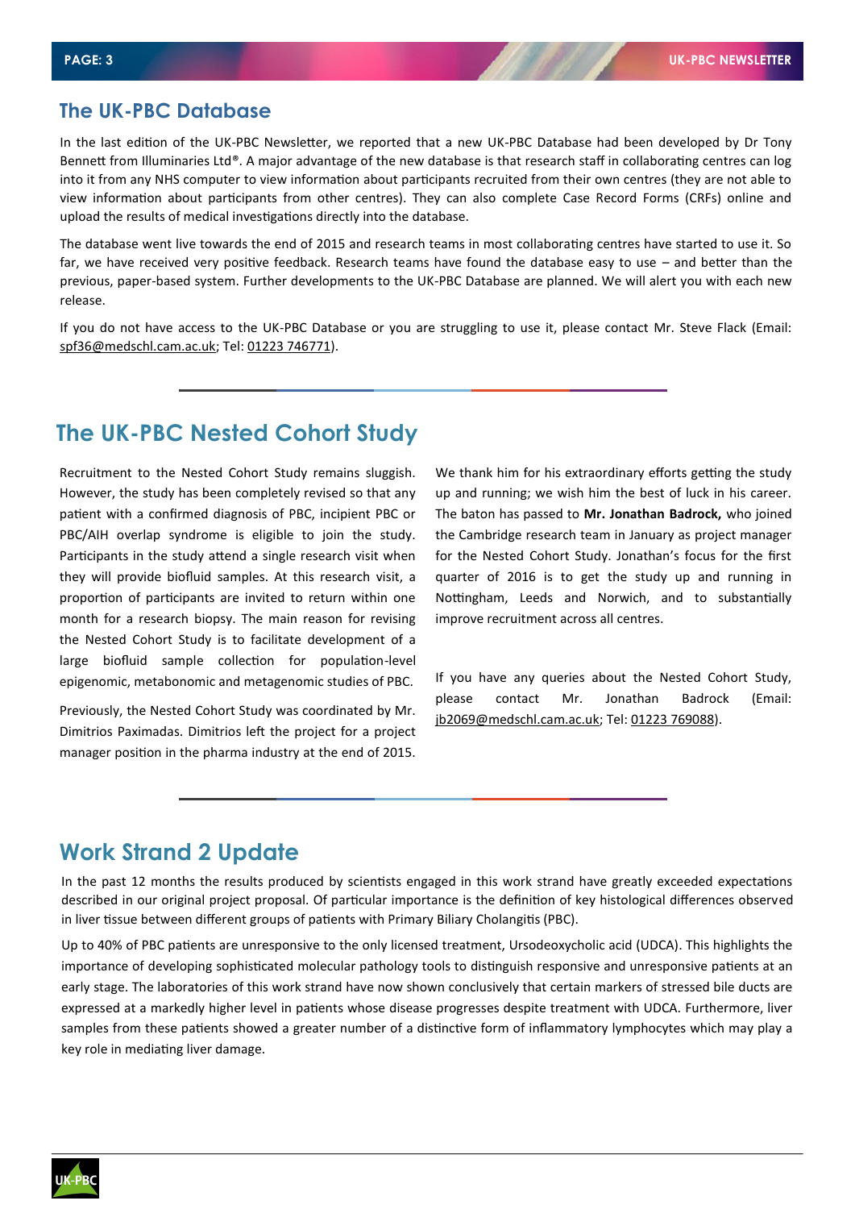## The UK-PBC Database

In the last edition of the UK-PBC Newsletter, we reported that a new UK-PBC Database had been developed by Dr Tony Bennett from Illuminaries Ltd®. A major advantage of the new database is that research staff in collaborating centres can log into it from any NHS computer to view information about participants recruited from their own centres (they are not able to view information about participants from other centres). They can also complete Case Record Forms (CRFs) online and upload the results of medical investigations directly into the database.

The database went live towards the end of 2015 and research teams in most collaborating centres have started to use it. So far, we have received very positive feedback. Research teams have found the database easy to use – and better than the previous, paper-based system. Further developments to the UK-PBC Database are planned. We will alert you with each new release.

If you do not have access to the UK-PBC Database or you are struggling to use it, please contact Mr. Steve Flack (Email: spf36@medschl.cam.ac.uk; Tel: 01223 746771).

## The UK-PBC Nested Cohort Study

Recruitment to the Nested Cohort Study remains sluggish. However, the study has been completely revised so that any patient with a confirmed diagnosis of PBC, incipient PBC or PBC/AIH overlap syndrome is eligible to join the study. Participants in the study attend a single research visit when they will provide biofluid samples. At this research visit, a proportion of participants are invited to return within one month for a research biopsy. The main reason for revising the Nested Cohort Study is to facilitate development of a large biofluid sample collection for population-level epigenomic, metabonomic and metagenomic studies of PBC.

Previously, the Nested Cohort Study was coordinated by Mr. Dimitrios Paximadas. Dimitrios left the project for a project manager position in the pharma industry at the end of 2015. We thank him for his extraordinary efforts getting the study up and running; we wish him the best of luck in his career. The baton has passed to **Mr. Jonathan Badrock,** who joined the Cambridge research team in January as project manager for the Nested Cohort Study. Jonathan's focus for the first quarter of 2016 is to get the study up and running in Nottingham, Leeds and Norwich, and to substantially improve recruitment across all centres.

If you have any queries about the Nested Cohort Study, please contact Mr. Jonathan Badrock (Email: jb2069@medschl.cam.ac.uk; Tel: 01223 769088).

## Work Strand 2 Update

In the past 12 months the results produced by scientists engaged in this work strand have greatly exceeded expectations described in our original project proposal. Of particular importance is the definition of key histological differences observed in liver tissue between different groups of patients with Primary Biliary Cholangitis (PBC).

Up to 40% of PBC patients are unresponsive to the only licensed treatment, Ursodeoxycholic acid (UDCA). This highlights the importance of developing sophisticated molecular pathology tools to distinguish responsive and unresponsive patients at an early stage. The laboratories of this work strand have now shown conclusively that certain markers of stressed bile ducts are expressed at a markedly higher level in patients whose disease progresses despite treatment with UDCA. Furthermore, liver samples from these patients showed a greater number of a distinctive form of inflammatory lymphocytes which may play a key role in mediating liver damage.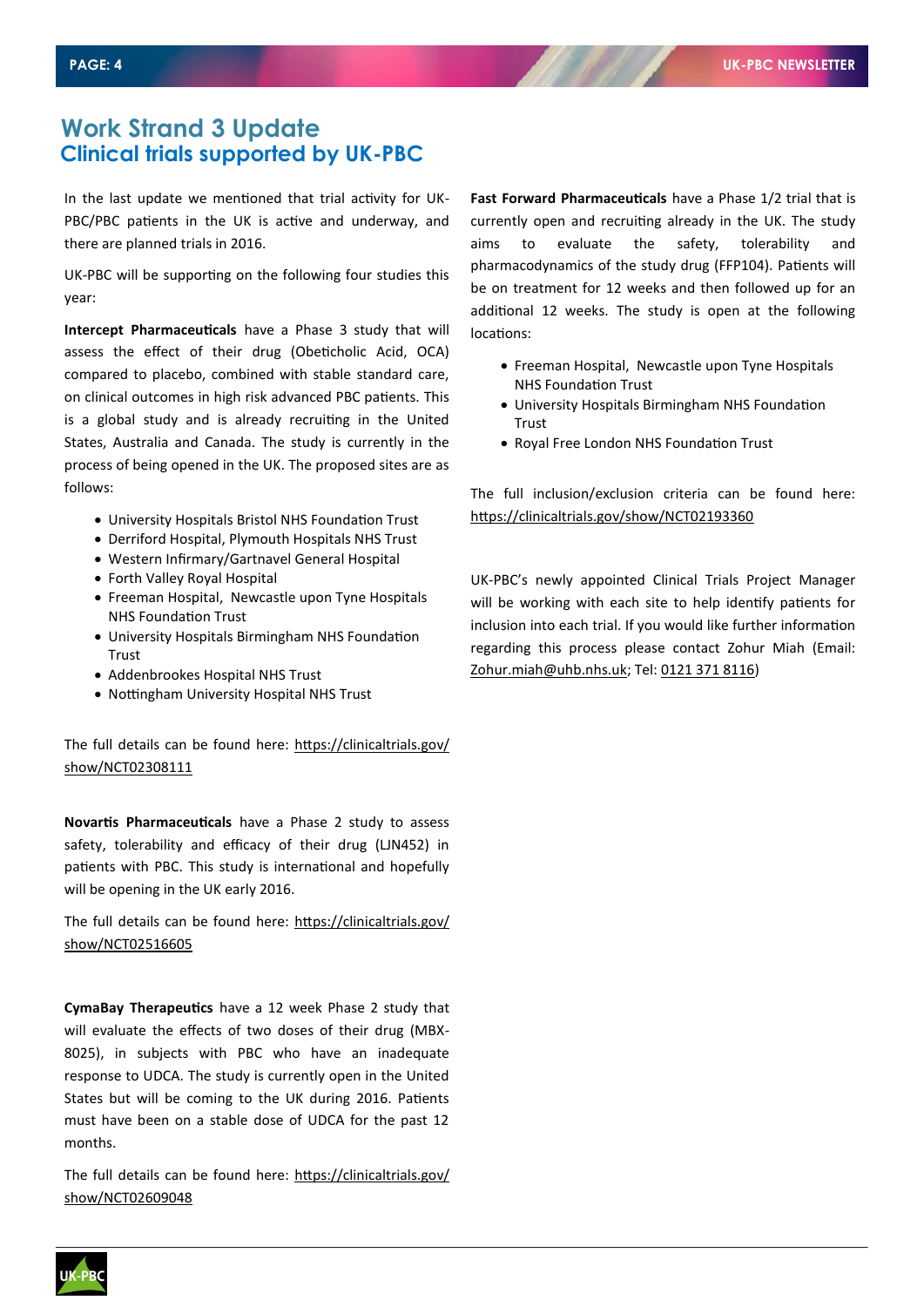# Work Strand 3 Update
## Clinical trials supported by UK-PBC

In the last update we mentioned that trial activity for UK-PBC/PBC patients in the UK is active and underway, and there are planned trials in 2016.

UK-PBC will be supporting on the following four studies this year:

**Intercept Pharmaceuticals** have a Phase 3 study that will assess the effect of their drug (Obeticholic Acid, OCA) compared to placebo, combined with stable standard care, on clinical outcomes in high risk advanced PBC patients. This is a global study and is already recruiting in the United States, Australia and Canada. The study is currently in the process of being opened in the UK. The proposed sites are as follows:

- University Hospitals Bristol NHS Foundation Trust
- Derriford Hospital, Plymouth Hospitals NHS Trust
- Western Infirmary/Gartnavel General Hospital
- Forth Valley Royal Hospital
- Freeman Hospital, Newcastle upon Tyne Hospitals NHS Foundation Trust
- University Hospitals Birmingham NHS Foundation Trust
- Addenbrookes Hospital NHS Trust
- Nottingham University Hospital NHS Trust

The full details can be found here: https://clinicaltrials.gov/show/NCT02308111

**Novartis Pharmaceuticals** have a Phase 2 study to assess safety, tolerability and efficacy of their drug (LJN452) in patients with PBC. This study is international and hopefully will be opening in the UK early 2016.

The full details can be found here: https://clinicaltrials.gov/show/NCT02516605

**CymaBay Therapeutics** have a 12 week Phase 2 study that will evaluate the effects of two doses of their drug (MBX-8025), in subjects with PBC who have an inadequate response to UDCA. The study is currently open in the United States but will be coming to the UK during 2016. Patients must have been on a stable dose of UDCA for the past 12 months.

The full details can be found here: https://clinicaltrials.gov/show/NCT02609048

**Fast Forward Pharmaceuticals** have a Phase 1/2 trial that is currently open and recruiting already in the UK. The study aims to evaluate the safety, tolerability and pharmacodynamics of the study drug (FFP104). Patients will be on treatment for 12 weeks and then followed up for an additional 12 weeks. The study is open at the following locations:

- Freeman Hospital, Newcastle upon Tyne Hospitals NHS Foundation Trust
- University Hospitals Birmingham NHS Foundation Trust
- Royal Free London NHS Foundation Trust

The full inclusion/exclusion criteria can be found here: https://clinicaltrials.gov/show/NCT02193360

UK-PBC's newly appointed Clinical Trials Project Manager will be working with each site to help identify patients for inclusion into each trial. If you would like further information regarding this process please contact Zohur Miah (Email: Zohur.miah@uhb.nhs.uk; Tel: 0121 371 8116)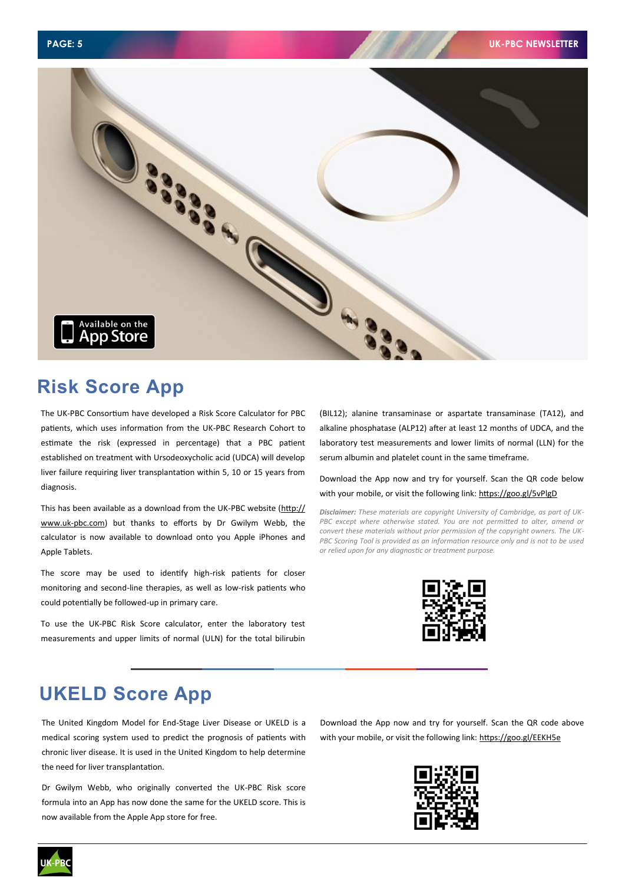## Risk Score App

The UK-PBC Consortium have developed a Risk Score Calculator for PBC patients, which uses information from the UK-PBC Research Cohort to estimate the risk (expressed in percentage) that a PBC patient established on treatment with Ursodeoxycholic acid (UDCA) will develop liver failure requiring liver transplantation within 5, 10 or 15 years from diagnosis.

This has been available as a download from the UK-PBC website (http://www.uk-pbc.com) but thanks to efforts by Dr Gwilym Webb, the calculator is now available to download onto you Apple iPhones and Apple Tablets.

The score may be used to identify high-risk patients for closer monitoring and second-line therapies, as well as low-risk patients who could potentially be followed-up in primary care.

To use the UK-PBC Risk Score calculator, enter the laboratory test measurements and upper limits of normal (ULN) for the total bilirubin (BIL12); alanine transaminase or aspartate transaminase (TA12), and alkaline phosphatase (ALP12) after at least 12 months of UDCA, and the laboratory test measurements and lower limits of normal (LLN) for the serum albumin and platelet count in the same timeframe.

Download the App now and try for yourself. Scan the QR code below with your mobile, or visit the following link: https://goo.gl/5vPlgD

***Disclaimer:*** *These materials are copyright University of Cambridge, as part of UK-PBC except where otherwise stated. You are not permitted to alter, amend or convert these materials without prior permission of the copyright owners. The UK-PBC Scoring Tool is provided as an information resource only and is not to be used or relied upon for any diagnostic or treatment purpose.*

## UKELD Score App

The United Kingdom Model for End-Stage Liver Disease or UKELD is a medical scoring system used to predict the prognosis of patients with chronic liver disease. It is used in the United Kingdom to help determine the need for liver transplantation.

Dr Gwilym Webb, who originally converted the UK-PBC Risk score formula into an App has now done the same for the UKELD score. This is now available from the Apple App store for free.

Download the App now and try for yourself. Scan the QR code above with your mobile, or visit the following link: https://goo.gl/EEKH5e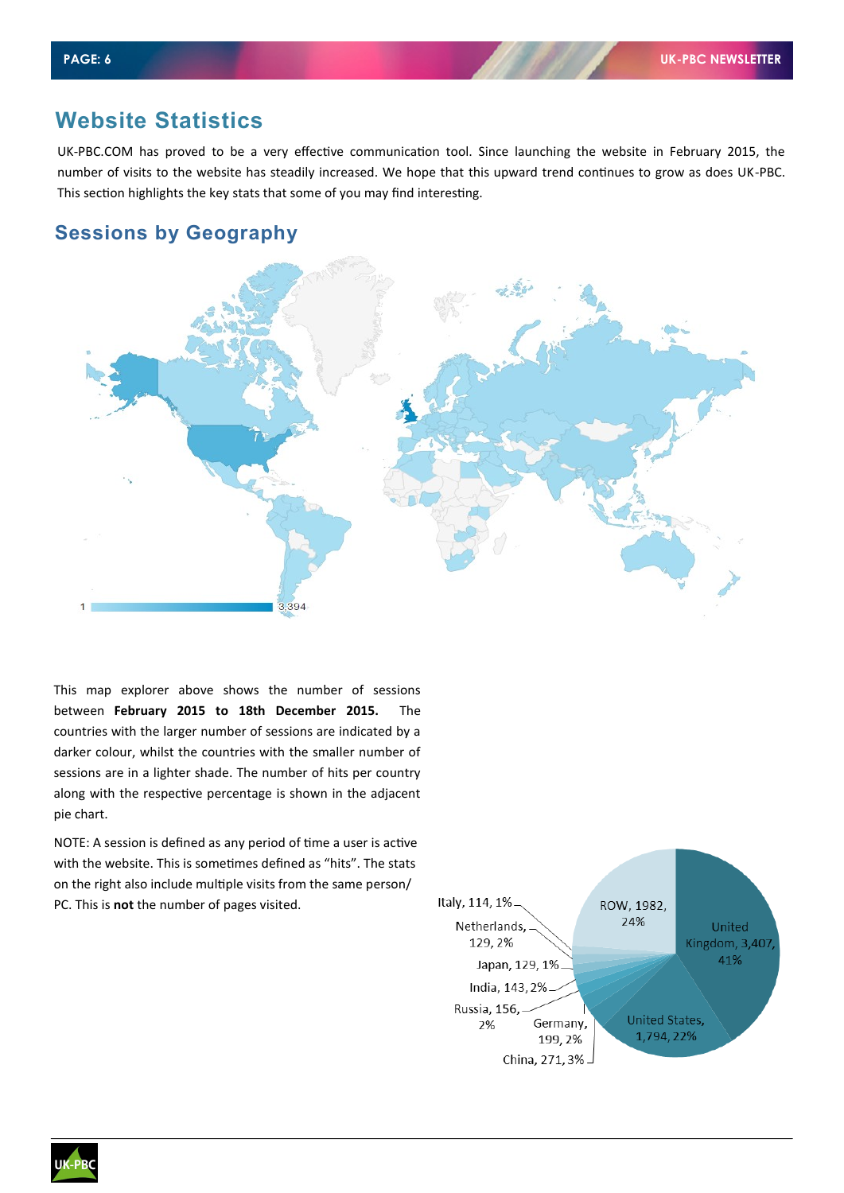## Website Statistics

UK-PBC.COM has proved to be a very effective communication tool. Since launching the website in February 2015, the number of visits to the website has steadily increased. We hope that this upward trend continues to grow as does UK-PBC. This section highlights the key stats that some of you may find interesting.

## Sessions by Geography

1 — 3,394

This map explorer above shows the number of sessions between **February 2015 to 18th December 2015.** The countries with the larger number of sessions are indicated by a darker colour, whilst the countries with the smaller number of sessions are in a lighter shade. The number of hits per country along with the respective percentage is shown in the adjacent pie chart.

NOTE: A session is defined as any period of time a user is active with the website. This is sometimes defined as "hits". The stats on the right also include multiple visits from the same person/ PC. This is **not** the number of pages visited.

| Country | Sessions | % |
|---|---|---|
| United Kingdom | 3,407 | 41% |
| United States | 1,794 | 22% |
| China | 271 | 3% |
| Germany | 199 | 2% |
| Russia | 156 | 2% |
| India | 143 | 2% |
| Japan | 129 | 1% |
| Netherlands | 129 | 2% |
| Italy | 114 | 1% |
| ROW | 1982 | 24% |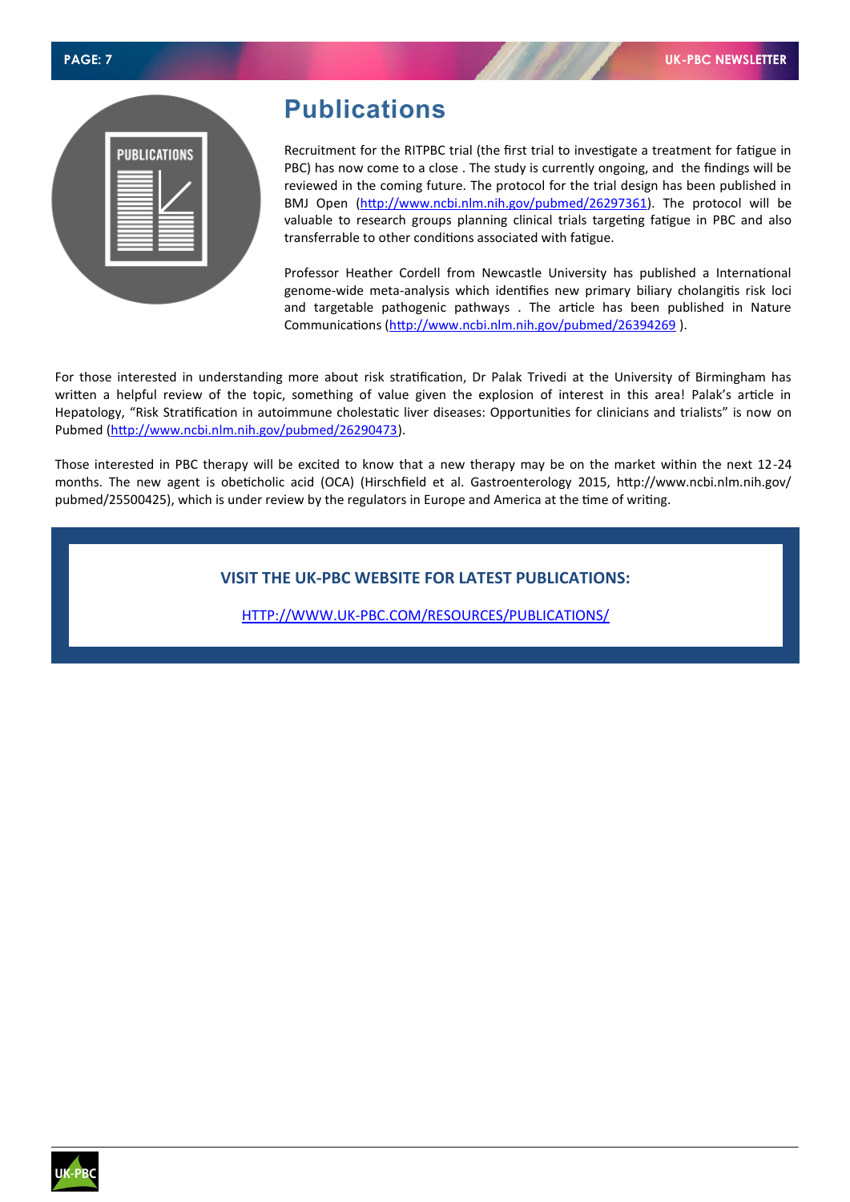# Publications

Recruitment for the RITPBC trial (the first trial to investigate a treatment for fatigue in PBC) has now come to a close . The study is currently ongoing, and the findings will be reviewed in the coming future. The protocol for the trial design has been published in BMJ Open (http://www.ncbi.nlm.nih.gov/pubmed/26297361). The protocol will be valuable to research groups planning clinical trials targeting fatigue in PBC and also transferrable to other conditions associated with fatigue.

Professor Heather Cordell from Newcastle University has published a International genome-wide meta-analysis which identifies new primary biliary cholangitis risk loci and targetable pathogenic pathways . The article has been published in Nature Communications (http://www.ncbi.nlm.nih.gov/pubmed/26394269 ).

For those interested in understanding more about risk stratification, Dr Palak Trivedi at the University of Birmingham has written a helpful review of the topic, something of value given the explosion of interest in this area! Palak's article in Hepatology, "Risk Stratification in autoimmune cholestatic liver diseases: Opportunities for clinicians and trialists" is now on Pubmed (http://www.ncbi.nlm.nih.gov/pubmed/26290473).

Those interested in PBC therapy will be excited to know that a new therapy may be on the market within the next 12-24 months. The new agent is obeticholic acid (OCA) (Hirschfield et al. Gastroenterology 2015, http://www.ncbi.nlm.nih.gov/pubmed/25500425), which is under review by the regulators in Europe and America at the time of writing.

**VISIT THE UK-PBC WEBSITE FOR LATEST PUBLICATIONS:**

HTTP://WWW.UK-PBC.COM/RESOURCES/PUBLICATIONS/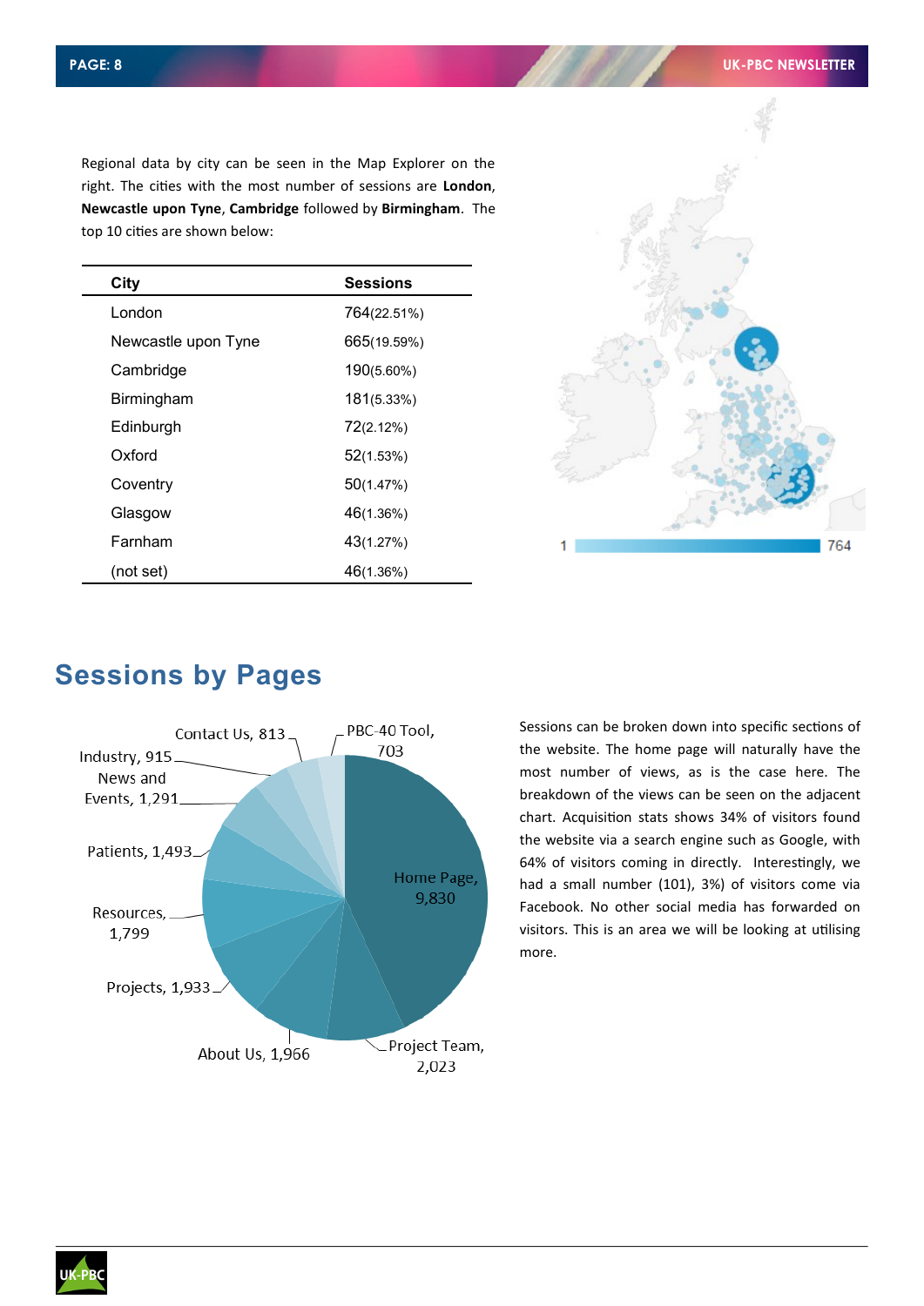Regional data by city can be seen in the Map Explorer on the right. The cities with the most number of sessions are **London**, **Newcastle upon Tyne**, **Cambridge** followed by **Birmingham**. The top 10 cities are shown below:

| City | Sessions |
|---|---|
| London | 764(22.51%) |
| Newcastle upon Tyne | 665(19.59%) |
| Cambridge | 190(5.60%) |
| Birmingham | 181(5.33%) |
| Edinburgh | 72(2.12%) |
| Oxford | 52(1.53%) |
| Coventry | 50(1.47%) |
| Glasgow | 46(1.36%) |
| Farnham | 43(1.27%) |
| (not set) | 46(1.36%) |

## Sessions by Pages

Sessions can be broken down into specific sections of the website. The home page will naturally have the most number of views, as is the case here. The breakdown of the views can be seen on the adjacent chart. Acquisition stats shows 34% of visitors found the website via a search engine such as Google, with 64% of visitors coming in directly. Interestingly, we had a small number (101), 3%) of visitors come via Facebook. No other social media has forwarded on visitors. This is an area we will be looking at utilising more.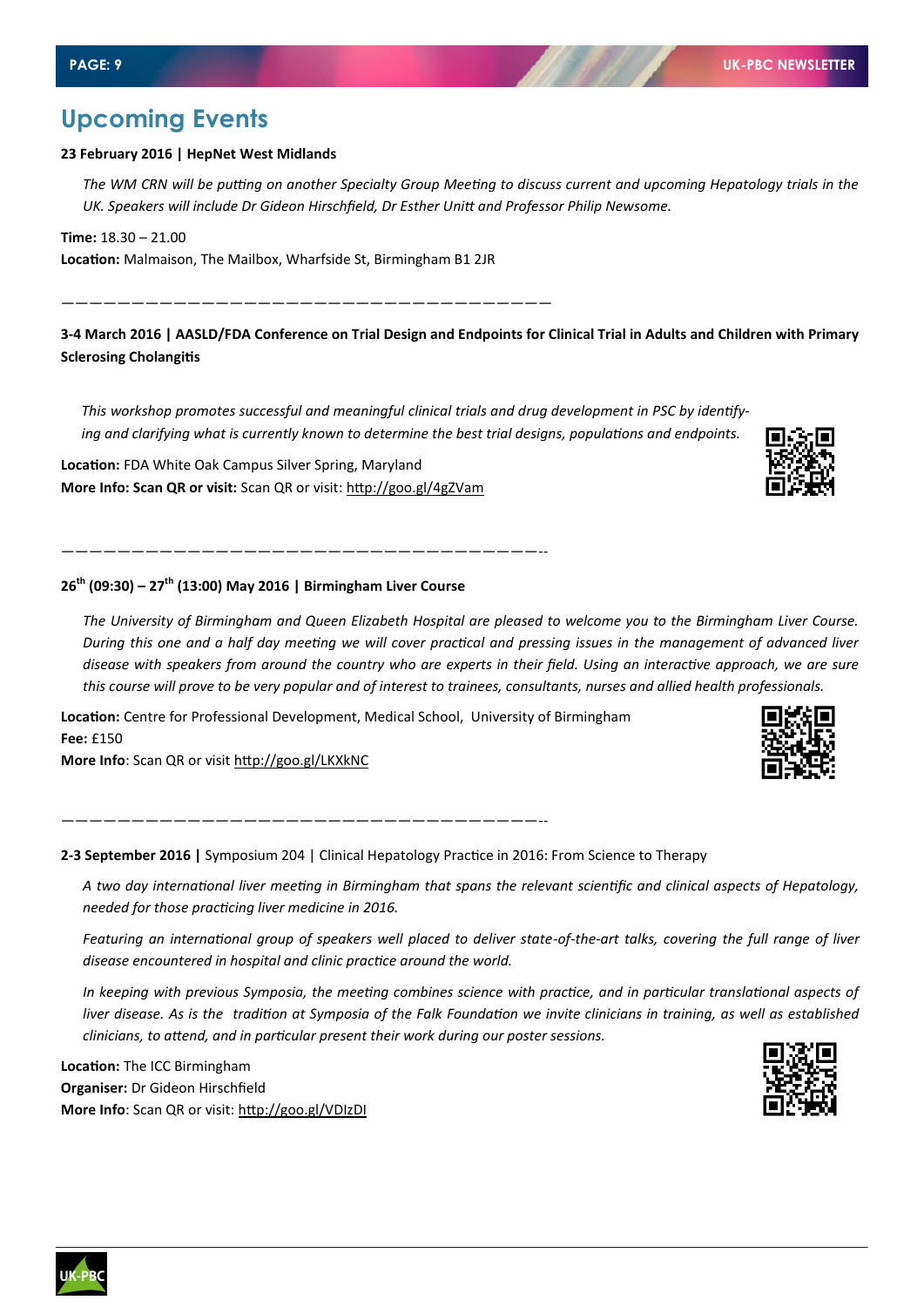## Upcoming Events

**23 February 2016 | HepNet West Midlands**

*The WM CRN will be putting on another Specialty Group Meeting to discuss current and upcoming Hepatology trials in the UK. Speakers will include Dr Gideon Hirschfield, Dr Esther Unitt and Professor Philip Newsome.*

**Time:** 18.30 – 21.00
**Location:** Malmaison, The Mailbox, Wharfside St, Birmingham B1 2JR

————————————————————————————————————

**3-4 March 2016 | AASLD/FDA Conference on Trial Design and Endpoints for Clinical Trial in Adults and Children with Primary Sclerosing Cholangitis**

*This workshop promotes successful and meaningful clinical trials and drug development in PSC by identifying and clarifying what is currently known to determine the best trial designs, populations and endpoints.*

**Location:** FDA White Oak Campus Silver Spring, Maryland
**More Info: Scan QR or visit:** Scan QR or visit: http://goo.gl/4gZVam

————————————————————————————————————--

**26th (09:30) – 27th (13:00) May 2016 | Birmingham Liver Course**

*The University of Birmingham and Queen Elizabeth Hospital are pleased to welcome you to the Birmingham Liver Course. During this one and a half day meeting we will cover practical and pressing issues in the management of advanced liver disease with speakers from around the country who are experts in their field. Using an interactive approach, we are sure this course will prove to be very popular and of interest to trainees, consultants, nurses and allied health professionals.*

**Location:** Centre for Professional Development, Medical School, University of Birmingham
**Fee:** £150
**More Info**: Scan QR or visit http://goo.gl/LKXkNC

————————————————————————————————————--

**2-3 September 2016 |** Symposium 204 | Clinical Hepatology Practice in 2016: From Science to Therapy

*A two day international liver meeting in Birmingham that spans the relevant scientific and clinical aspects of Hepatology, needed for those practicing liver medicine in 2016.*

*Featuring an international group of speakers well placed to deliver state-of-the-art talks, covering the full range of liver disease encountered in hospital and clinic practice around the world.*

*In keeping with previous Symposia, the meeting combines science with practice, and in particular translational aspects of liver disease. As is the tradition at Symposia of the Falk Foundation we invite clinicians in training, as well as established clinicians, to attend, and in particular present their work during our poster sessions.*

**Location:** The ICC Birmingham
**Organiser:** Dr Gideon Hirschfield
**More Info**: Scan QR or visit: http://goo.gl/VDIzDI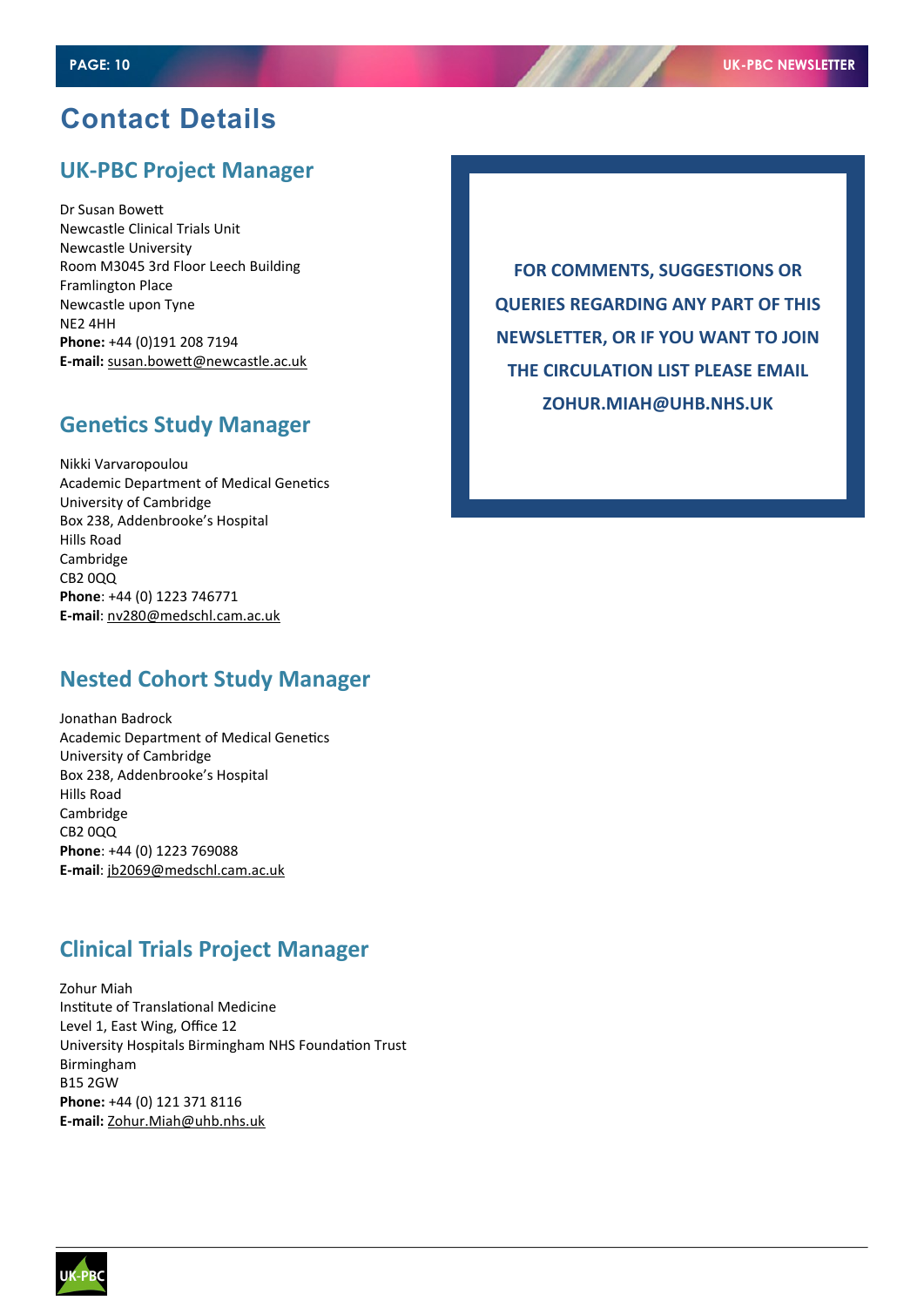# Contact Details

## UK-PBC Project Manager

Dr Susan Bowett
Newcastle Clinical Trials Unit
Newcastle University
Room M3045 3rd Floor Leech Building
Framlington Place
Newcastle upon Tyne
NE2 4HH
**Phone:** +44 (0)191 208 7194
**E-mail:** susan.bowett@newcastle.ac.uk

## Genetics Study Manager

Nikki Varvaropoulou
Academic Department of Medical Genetics
University of Cambridge
Box 238, Addenbrooke's Hospital
Hills Road
Cambridge
CB2 0QQ
**Phone**: +44 (0) 1223 746771
**E-mail**: nv280@medschl.cam.ac.uk

## Nested Cohort Study Manager

Jonathan Badrock
Academic Department of Medical Genetics
University of Cambridge
Box 238, Addenbrooke's Hospital
Hills Road
Cambridge
CB2 0QQ
**Phone**: +44 (0) 1223 769088
**E-mail**: jb2069@medschl.cam.ac.uk

## Clinical Trials Project Manager

Zohur Miah
Institute of Translational Medicine
Level 1, East Wing, Office 12
University Hospitals Birmingham NHS Foundation Trust
Birmingham
B15 2GW
**Phone:** +44 (0) 121 371 8116
**E-mail:** Zohur.Miah@uhb.nhs.uk

**FOR COMMENTS, SUGGESTIONS OR QUERIES REGARDING ANY PART OF THIS NEWSLETTER, OR IF YOU WANT TO JOIN THE CIRCULATION LIST PLEASE EMAIL ZOHUR.MIAH@UHB.NHS.UK**